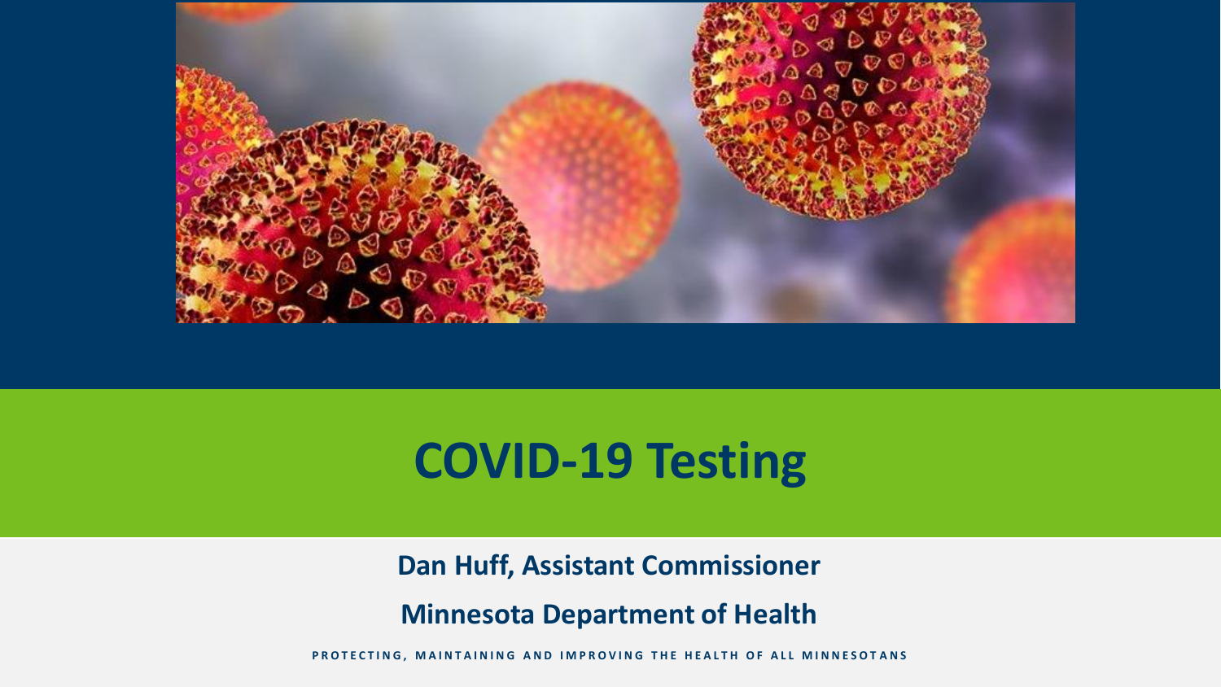# COVID-19 Testing

**Dan Huff, Assistant Commissioner**

**Minnesota Department of Health**

PROTECTING, MAINTAINING AND IMPROVING THE HEALTH OF ALL MINNESOTANS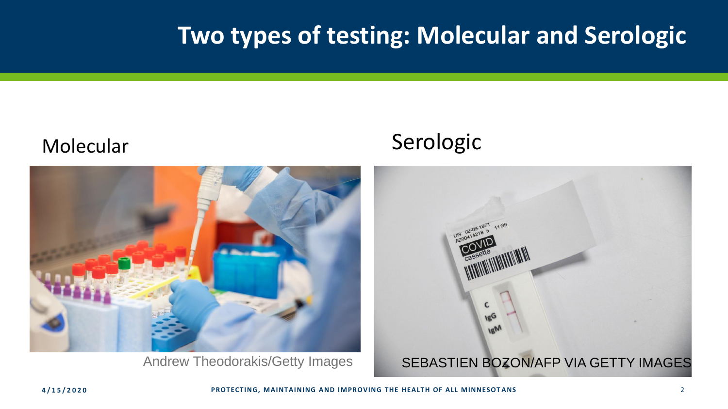# Two types of testing: Molecular and Serologic

## Molecular

Andrew Theodorakis/Getty Images

## Serologic

SEBASTIEN BOZON/AFP VIA GETTY IMAGES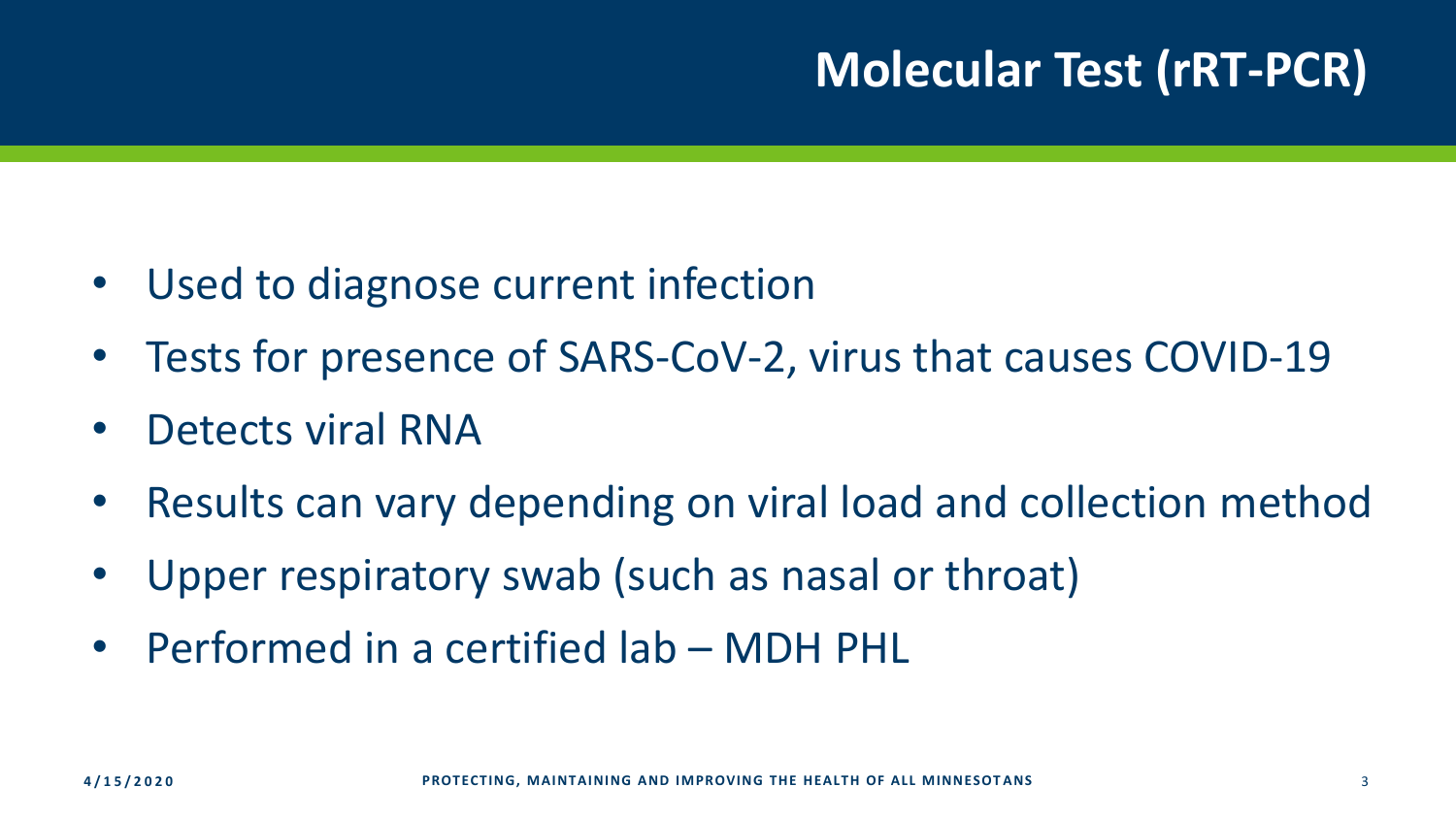# Molecular Test (rRT-PCR)

- Used to diagnose current infection
- Tests for presence of SARS-CoV-2, virus that causes COVID-19
- Detects viral RNA
- Results can vary depending on viral load and collection method
- Upper respiratory swab (such as nasal or throat)
- Performed in a certified lab – MDH PHL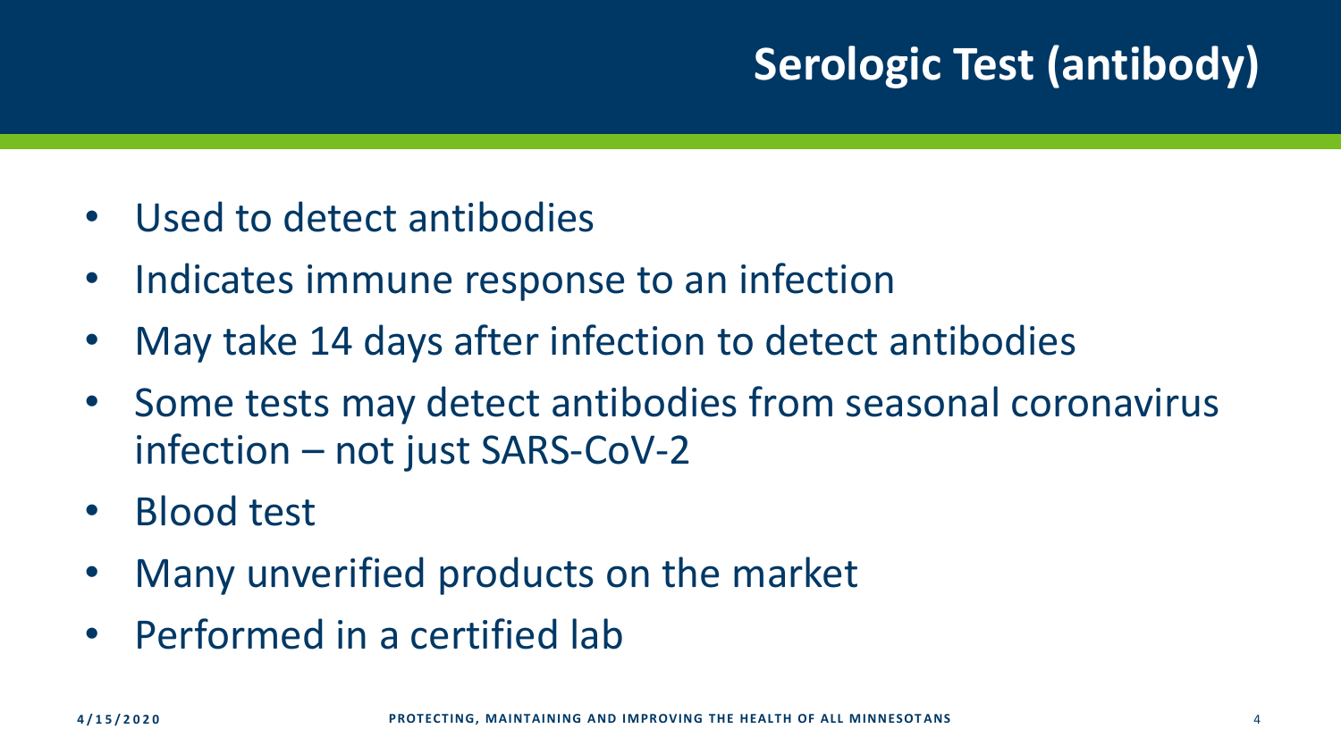# Serologic Test (antibody)

- Used to detect antibodies
- Indicates immune response to an infection
- May take 14 days after infection to detect antibodies
- Some tests may detect antibodies from seasonal coronavirus infection – not just SARS-CoV-2
- Blood test
- Many unverified products on the market
- Performed in a certified lab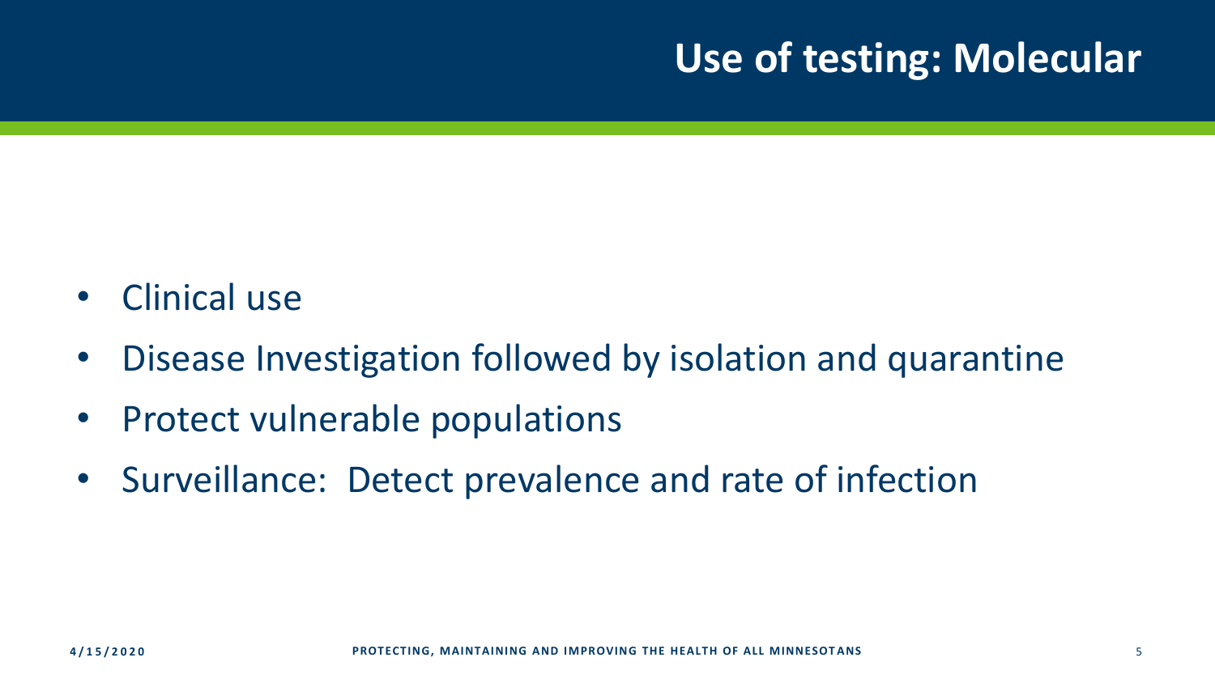# Use of testing: Molecular

- Clinical use
- Disease Investigation followed by isolation and quarantine
- Protect vulnerable populations
- Surveillance:  Detect prevalence and rate of infection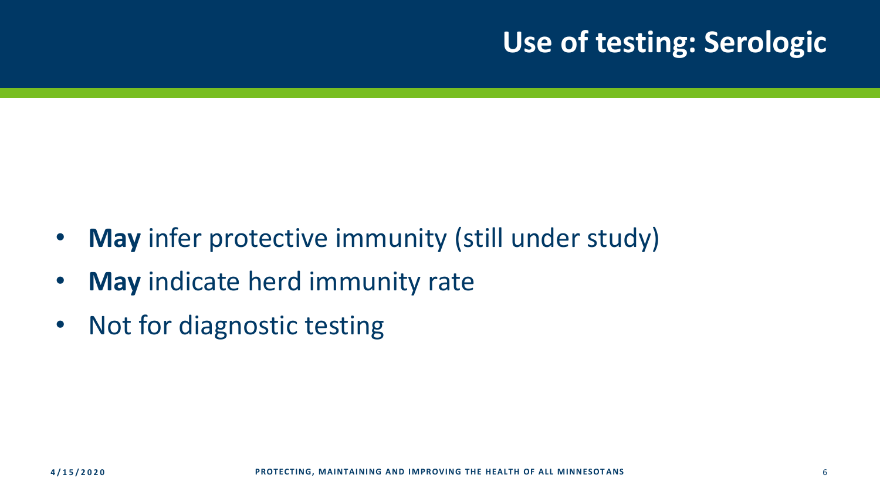# Use of testing: Serologic

- **May** infer protective immunity (still under study)
- **May** indicate herd immunity rate
- Not for diagnostic testing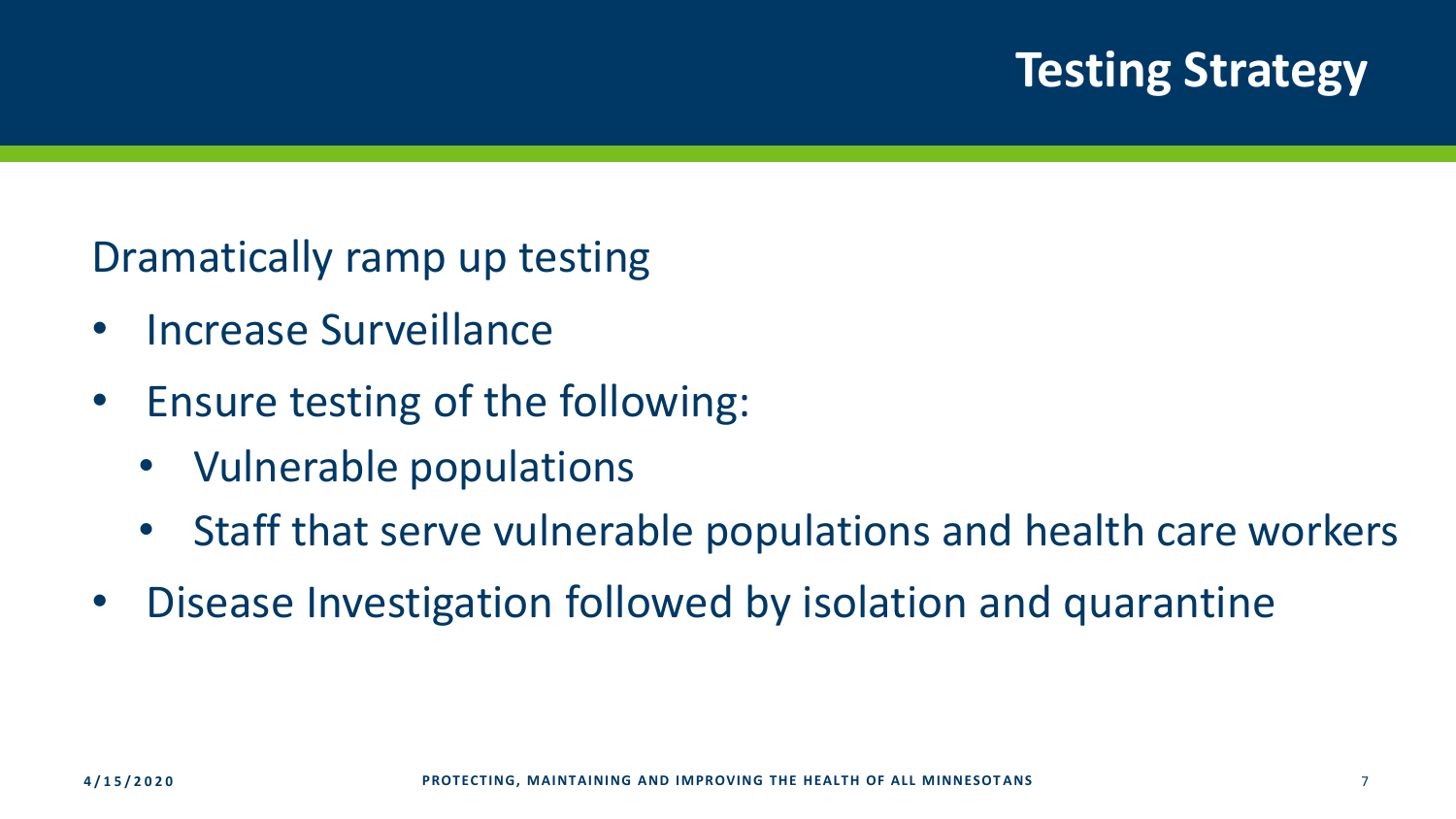# Testing Strategy

Dramatically ramp up testing

- Increase Surveillance
- Ensure testing of the following:
  - Vulnerable populations
  - Staff that serve vulnerable populations and health care workers
- Disease Investigation followed by isolation and quarantine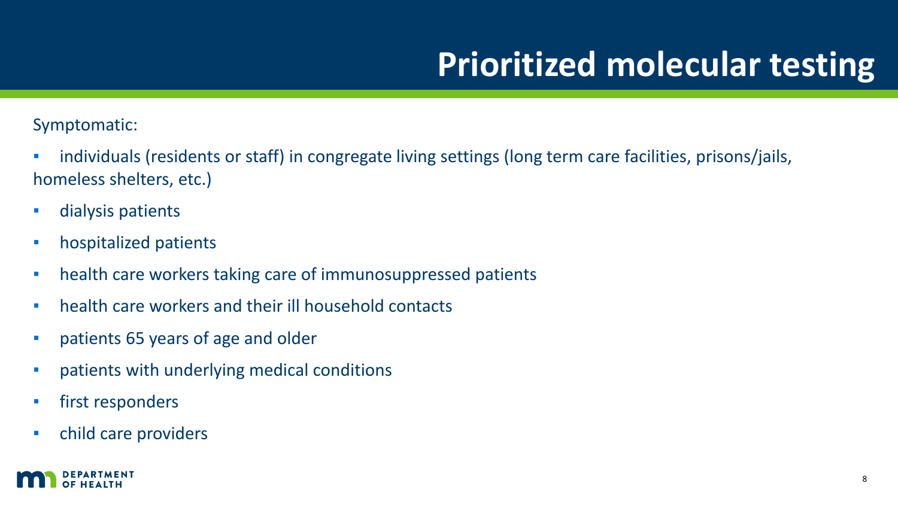# Prioritized molecular testing

Symptomatic:

- individuals (residents or staff) in congregate living settings (long term care facilities, prisons/jails, homeless shelters, etc.)
- dialysis patients
- hospitalized patients
- health care workers taking care of immunosuppressed patients
- health care workers and their ill household contacts
- patients 65 years of age and older
- patients with underlying medical conditions
- first responders
- child care providers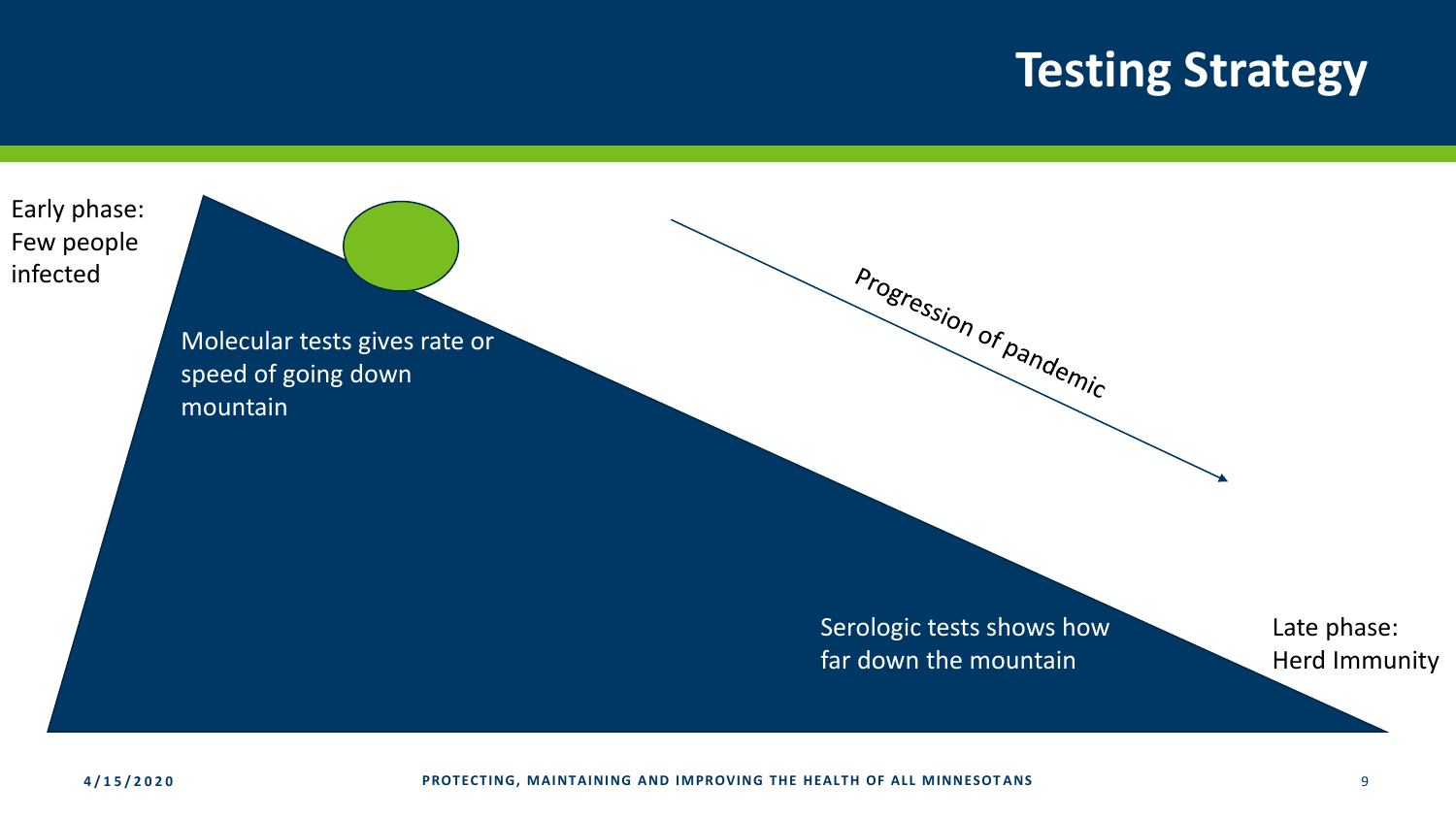# Testing Strategy

Early phase: Few people infected

Molecular tests gives rate or speed of going down mountain

Progression of pandemic

Serologic tests shows how far down the mountain

Late phase: Herd Immunity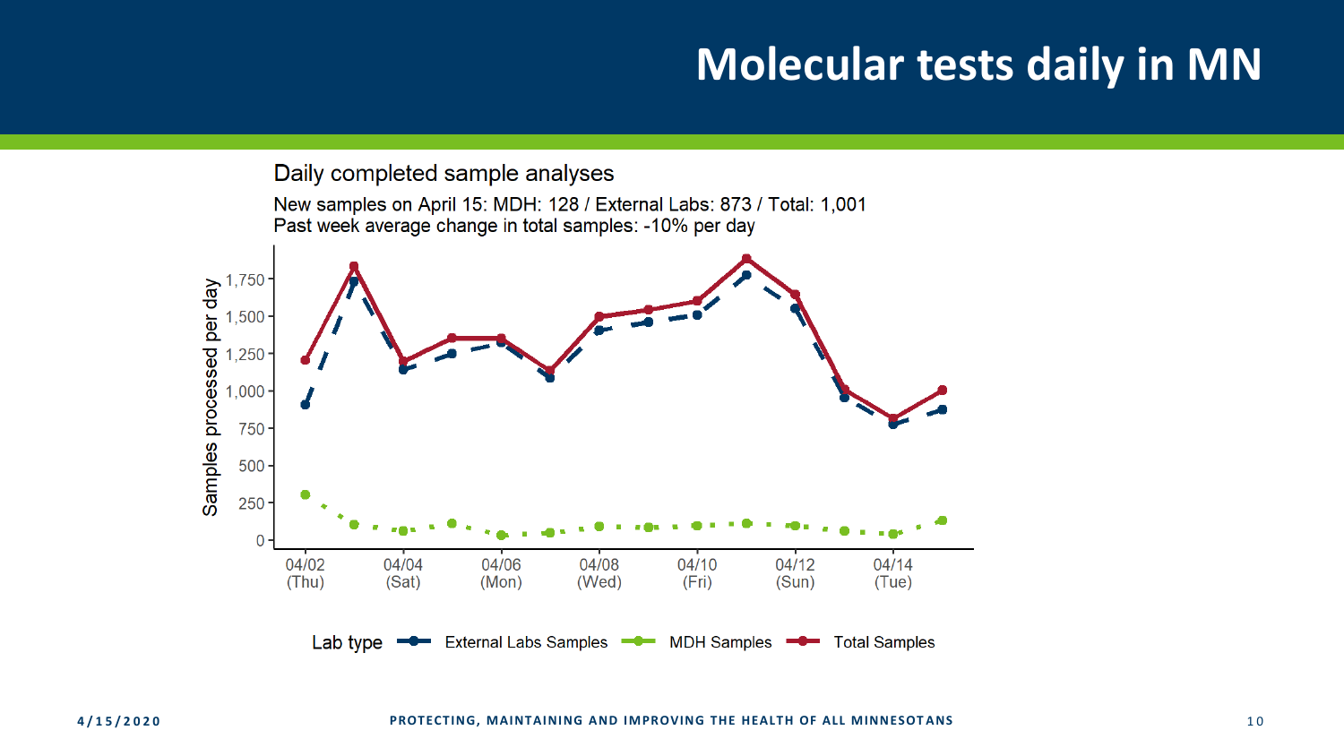# Molecular tests daily in MN

Daily completed sample analyses

New samples on April 15: MDH: 128 / External Labs: 873 / Total: 1,001
Past week average change in total samples: -10% per day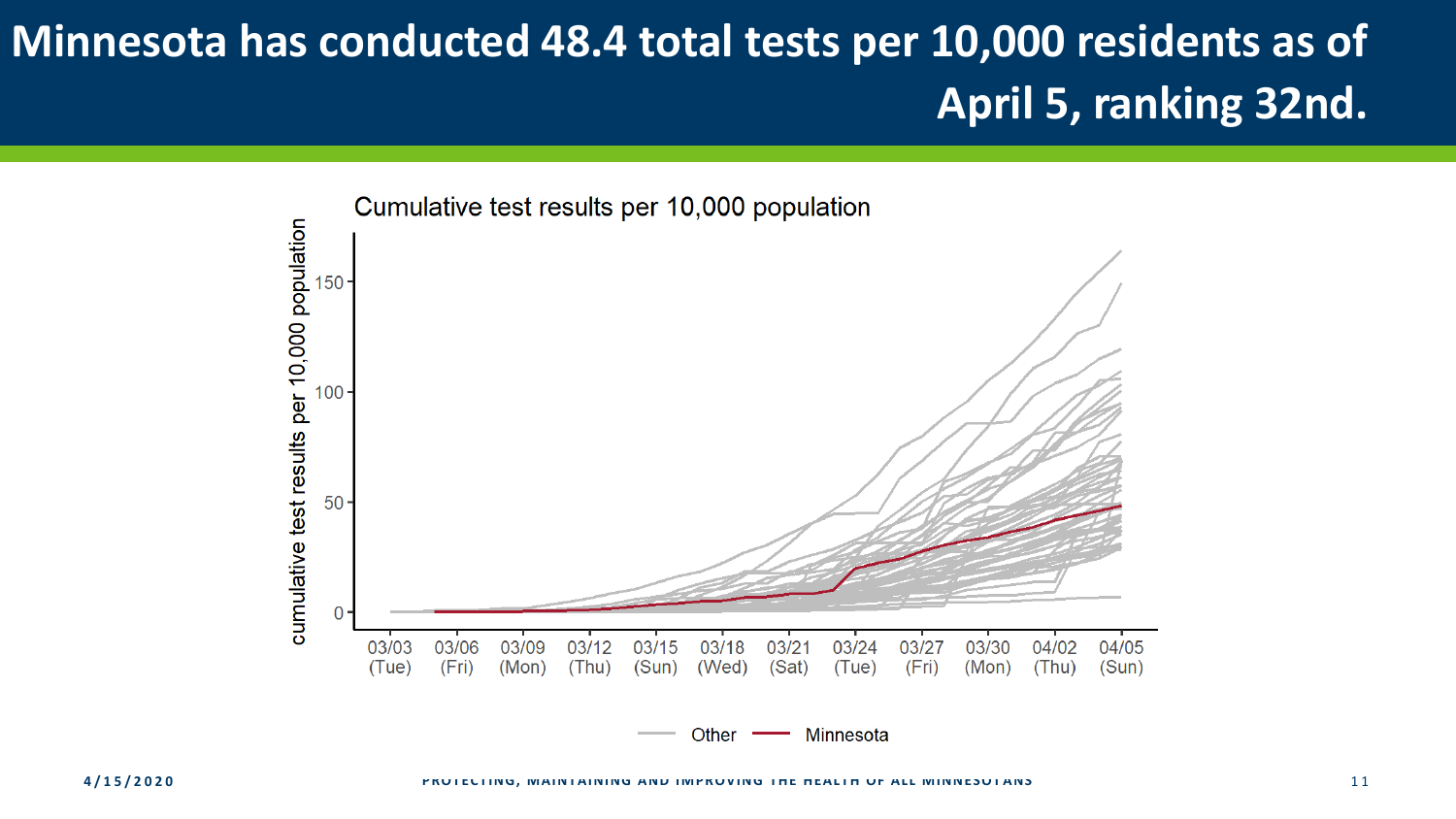# Minnesota has conducted 48.4 total tests per 10,000 residents as of April 5, ranking 32nd.

Cumulative test results per 10,000 population

cumulative test results per 10,000 population

0, 50, 100, 150

03/03 (Tue), 03/06 (Fri), 03/09 (Mon), 03/12 (Thu), 03/15 (Sun), 03/18 (Wed), 03/21 (Sat), 03/24 (Tue), 03/27 (Fri), 03/30 (Mon), 04/02 (Thu), 04/05 (Sun)

Other — Minnesota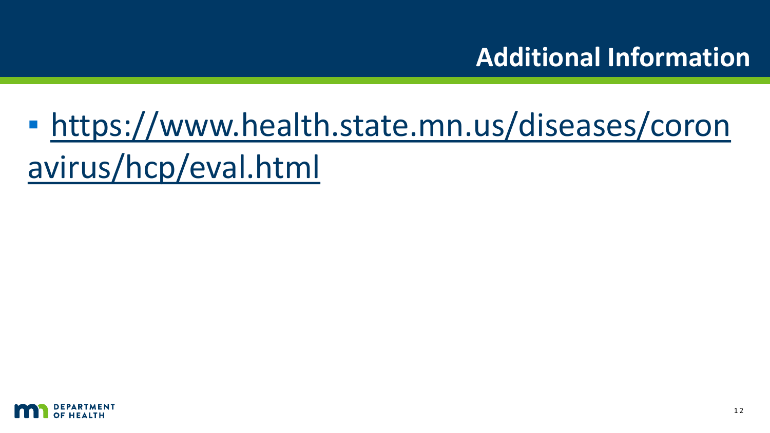# Additional Information

- https://www.health.state.mn.us/diseases/coronavirus/hcp/eval.html

DEPARTMENT OF HEALTH